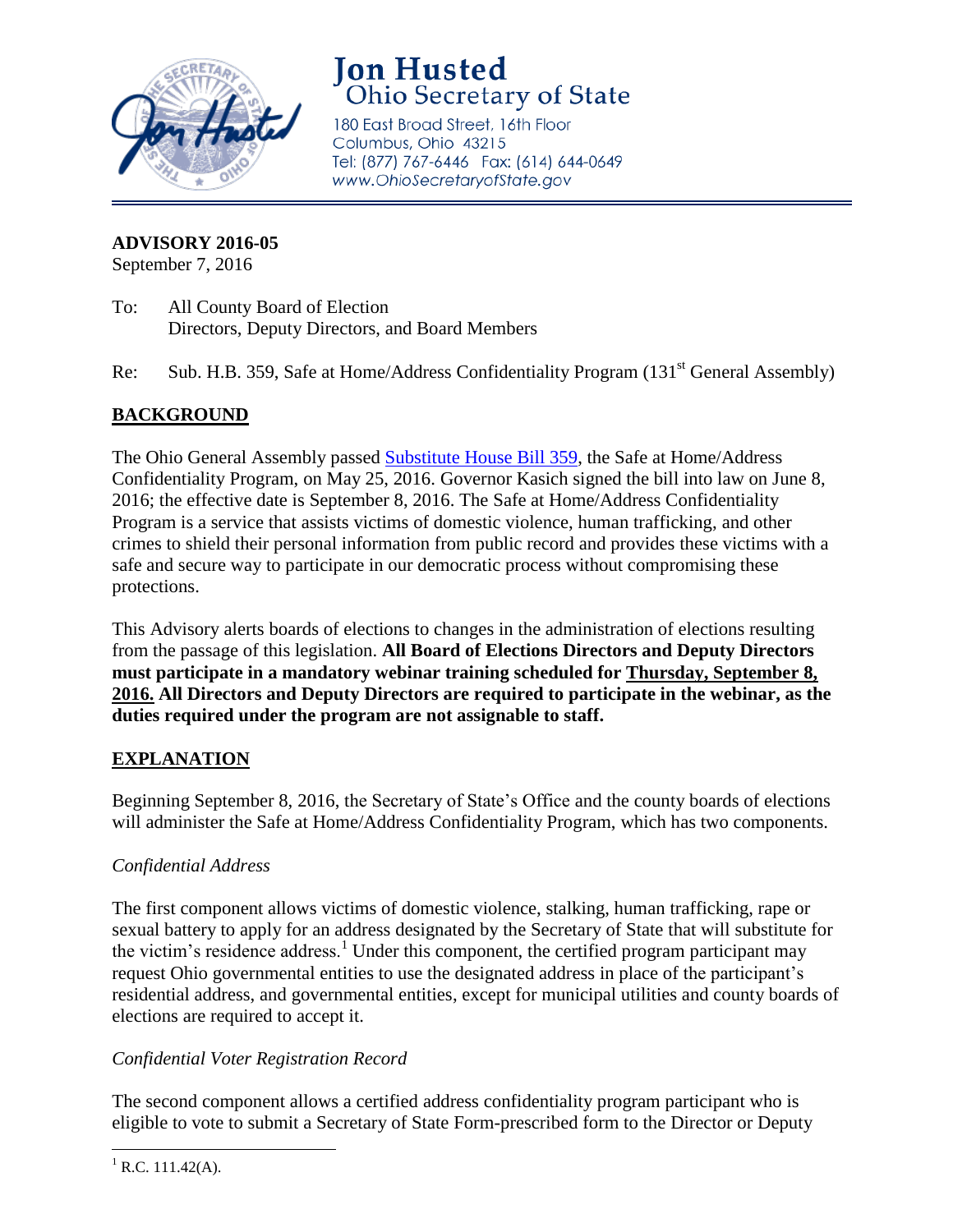# Jon Husted
## Ohio Secretary of State

180 East Broad Street, 16th Floor
Columbus, Ohio 43215
Tel: (877) 767-6446 Fax: (614) 644-0649
www.OhioSecretaryofState.gov

---

**ADVISORY 2016-05**
September 7, 2016

To: All County Board of Election Directors, Deputy Directors, and Board Members

Re: Sub. H.B. 359, Safe at Home/Address Confidentiality Program (131st General Assembly)

## BACKGROUND

The Ohio General Assembly passed Substitute House Bill 359, the Safe at Home/Address Confidentiality Program, on May 25, 2016. Governor Kasich signed the bill into law on June 8, 2016; the effective date is September 8, 2016. The Safe at Home/Address Confidentiality Program is a service that assists victims of domestic violence, human trafficking, and other crimes to shield their personal information from public record and provides these victims with a safe and secure way to participate in our democratic process without compromising these protections.

This Advisory alerts boards of elections to changes in the administration of elections resulting from the passage of this legislation. **All Board of Elections Directors and Deputy Directors must participate in a mandatory webinar training scheduled for Thursday, September 8, 2016. All Directors and Deputy Directors are required to participate in the webinar, as the duties required under the program are not assignable to staff.**

## EXPLANATION

Beginning September 8, 2016, the Secretary of State's Office and the county boards of elections will administer the Safe at Home/Address Confidentiality Program, which has two components.

### *Confidential Address*

The first component allows victims of domestic violence, stalking, human trafficking, rape or sexual battery to apply for an address designated by the Secretary of State that will substitute for the victim's residence address.[1] Under this component, the certified program participant may request Ohio governmental entities to use the designated address in place of the participant's residential address, and governmental entities, except for municipal utilities and county boards of elections are required to accept it.

### *Confidential Voter Registration Record*

The second component allows a certified address confidentiality program participant who is eligible to vote to submit a Secretary of State Form-prescribed form to the Director or Deputy

---

[1] R.C. 111.42(A).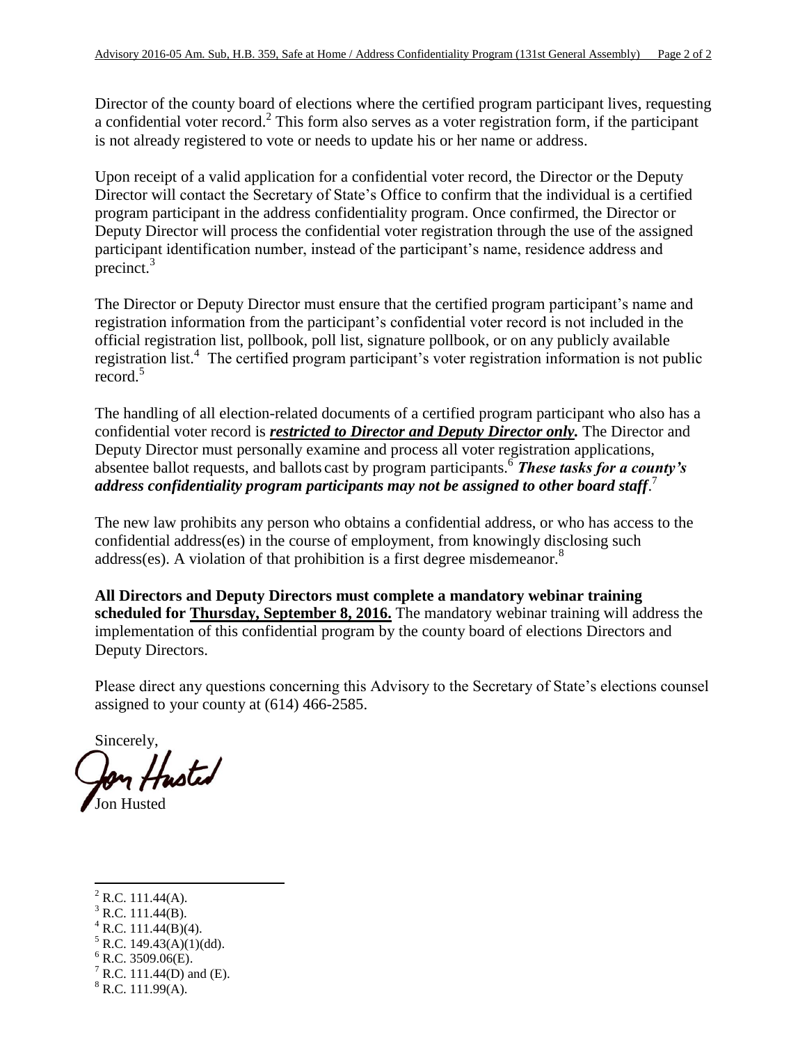Director of the county board of elections where the certified program participant lives, requesting a confidential voter record.[2] This form also serves as a voter registration form, if the participant is not already registered to vote or needs to update his or her name or address.

Upon receipt of a valid application for a confidential voter record, the Director or the Deputy Director will contact the Secretary of State's Office to confirm that the individual is a certified program participant in the address confidentiality program. Once confirmed, the Director or Deputy Director will process the confidential voter registration through the use of the assigned participant identification number, instead of the participant's name, residence address and precinct.[3]

The Director or Deputy Director must ensure that the certified program participant's name and registration information from the participant's confidential voter record is not included in the official registration list, pollbook, poll list, signature pollbook, or on any publicly available registration list.[4] The certified program participant's voter registration information is not public record.[5]

The handling of all election-related documents of a certified program participant who also has a confidential voter record is ***<u>restricted to Director and Deputy Director only</u>.*** The Director and Deputy Director must personally examine and process all voter registration applications, absentee ballot requests, and ballots cast by program participants.[6] ***These tasks for a county's address confidentiality program participants may not be assigned to other board staff***.[7]

The new law prohibits any person who obtains a confidential address, or who has access to the confidential address(es) in the course of employment, from knowingly disclosing such address(es). A violation of that prohibition is a first degree misdemeanor.[8]

**All Directors and Deputy Directors must complete a mandatory webinar training scheduled for <u>Thursday, September 8, 2016.</u>** The mandatory webinar training will address the implementation of this confidential program by the county board of elections Directors and Deputy Directors.

Please direct any questions concerning this Advisory to the Secretary of State's elections counsel assigned to your county at (614) 466-2585.

Sincerely,

Jon Husted

---

[2] R.C. 111.44(A).
[3] R.C. 111.44(B).
[4] R.C. 111.44(B)(4).
[5] R.C. 149.43(A)(1)(dd).
[6] R.C. 3509.06(E).
[7] R.C. 111.44(D) and (E).
[8] R.C. 111.99(A).